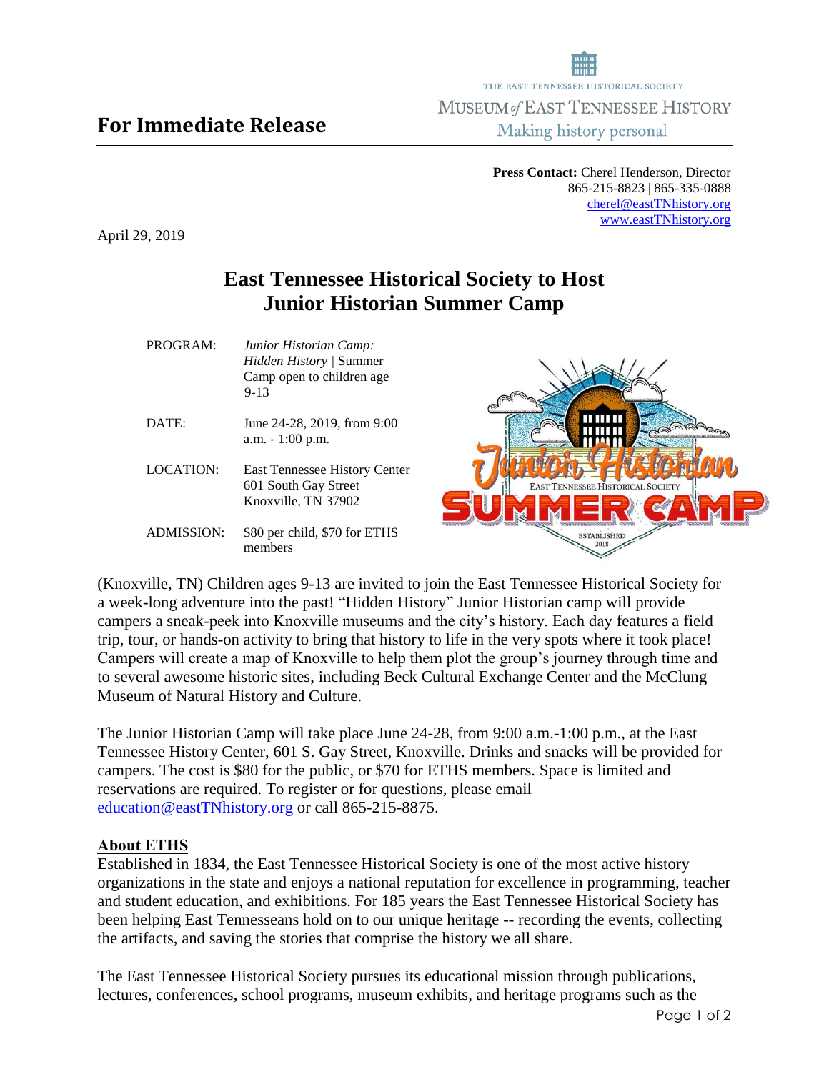**For Immediate Release**

THE EAST TENNESSEE HISTORICAL SOCIETY
MUSEUM *of* EAST TENNESSEE HISTORY
Making history personal

**Press Contact:** Cherel Henderson, Director
865-215-8823 | 865-335-0888
cherel@eastTNhistory.org
www.eastTNhistory.org

April 29, 2019

# East Tennessee Historical Society to Host Junior Historian Summer Camp

| | |
|---|---|
| PROGRAM: | *Junior Historian Camp: Hidden History* \| Summer Camp open to children age 9-13 |
| DATE: | June 24-28, 2019, from 9:00 a.m. - 1:00 p.m. |
| LOCATION: | East Tennessee History Center<br>601 South Gay Street<br>Knoxville, TN 37902 |
| ADMISSION: | $80 per child, $70 for ETHS members |

(Knoxville, TN) Children ages 9-13 are invited to join the East Tennessee Historical Society for a week-long adventure into the past! "Hidden History" Junior Historian camp will provide campers a sneak-peek into Knoxville museums and the city's history. Each day features a field trip, tour, or hands-on activity to bring that history to life in the very spots where it took place! Campers will create a map of Knoxville to help them plot the group's journey through time and to several awesome historic sites, including Beck Cultural Exchange Center and the McClung Museum of Natural History and Culture.

The Junior Historian Camp will take place June 24-28, from 9:00 a.m.-1:00 p.m., at the East Tennessee History Center, 601 S. Gay Street, Knoxville. Drinks and snacks will be provided for campers. The cost is $80 for the public, or $70 for ETHS members. Space is limited and reservations are required. To register or for questions, please email education@eastTNhistory.org or call 865-215-8875.

## About ETHS

Established in 1834, the East Tennessee Historical Society is one of the most active history organizations in the state and enjoys a national reputation for excellence in programming, teacher and student education, and exhibitions. For 185 years the East Tennessee Historical Society has been helping East Tennesseans hold on to our unique heritage -- recording the events, collecting the artifacts, and saving the stories that comprise the history we all share.

The East Tennessee Historical Society pursues its educational mission through publications, lectures, conferences, school programs, museum exhibits, and heritage programs such as the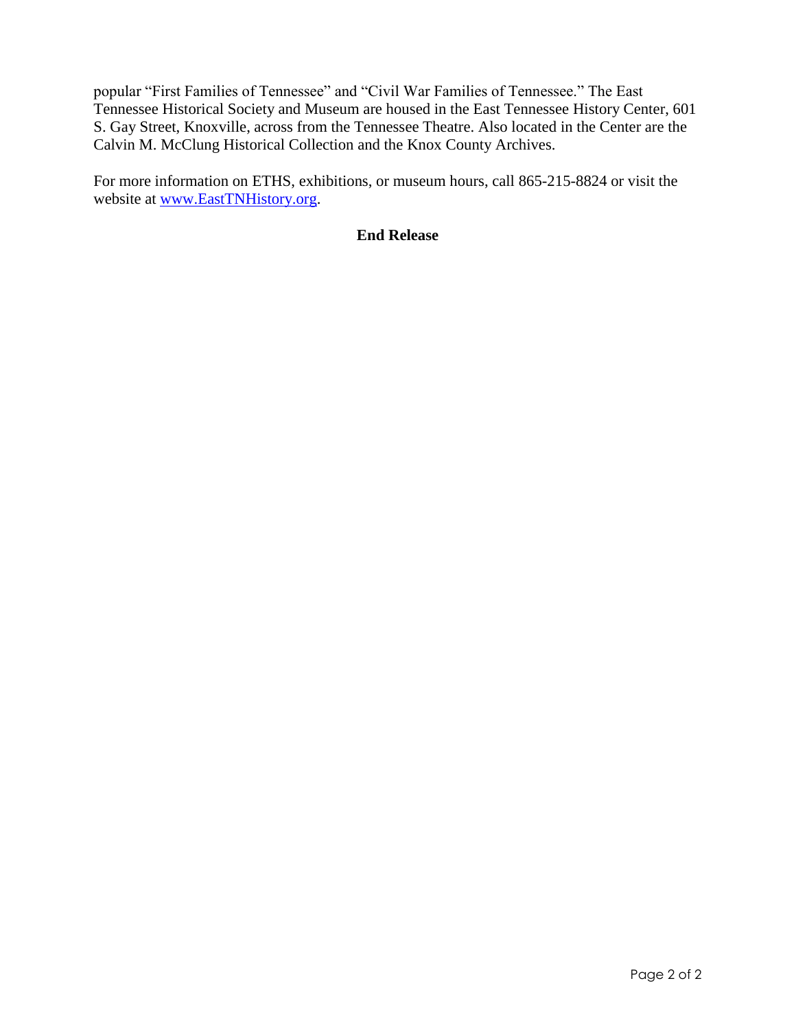popular “First Families of Tennessee” and “Civil War Families of Tennessee.” The East Tennessee Historical Society and Museum are housed in the East Tennessee History Center, 601 S. Gay Street, Knoxville, across from the Tennessee Theatre. Also located in the Center are the Calvin M. McClung Historical Collection and the Knox County Archives.

For more information on ETHS, exhibitions, or museum hours, call 865-215-8824 or visit the website at [www.EastTNHistory.org](http://www.EastTNHistory.org).

**End Release**